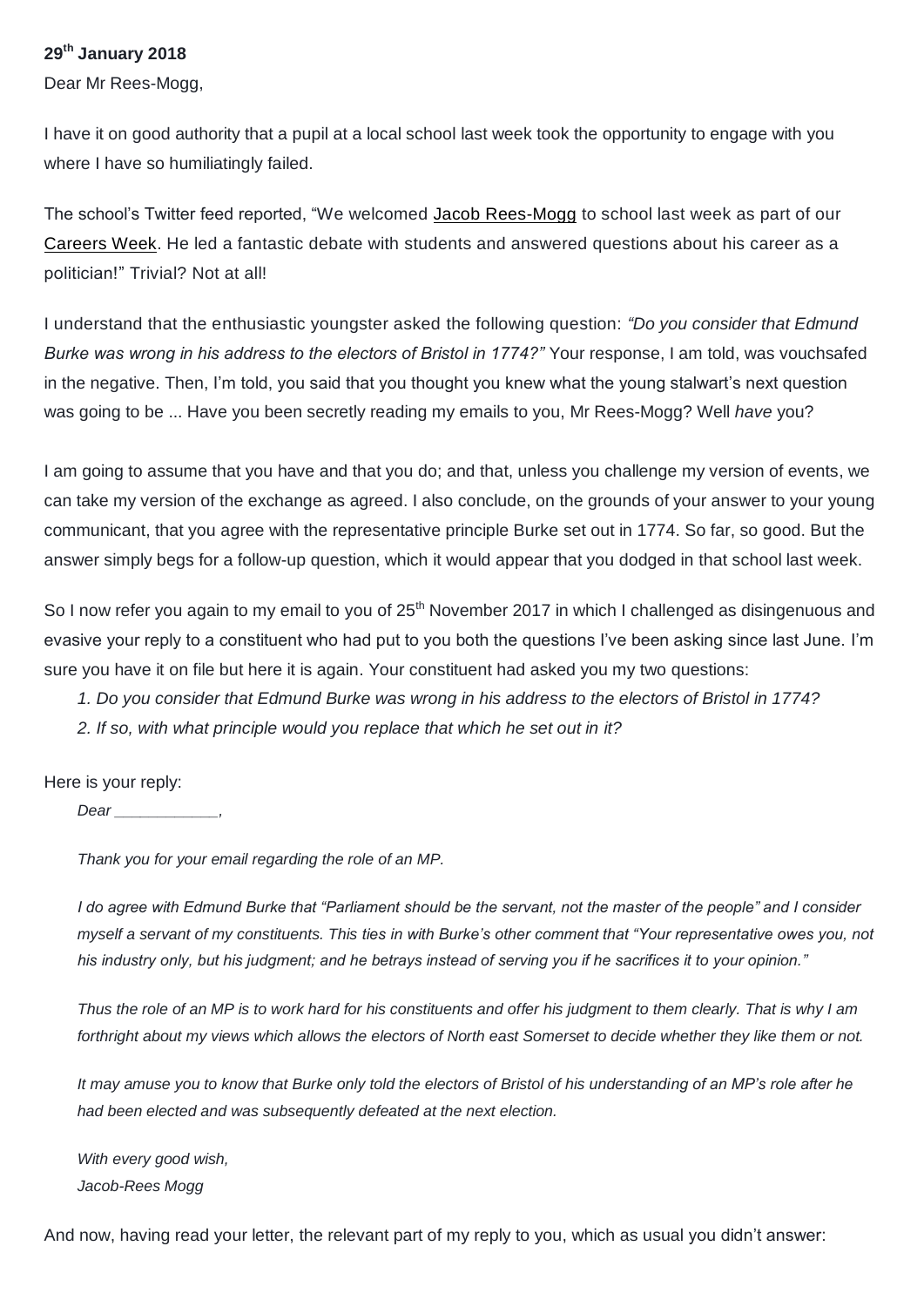**29th January 2018**

Dear Mr Rees-Mogg,

I have it on good authority that a pupil at a local school last week took the opportunity to engage with you where I have so humiliatingly failed.

The school's Twitter feed reported, "We welcomed Jacob Rees-Mogg to school last week as part of our Careers Week. He led a fantastic debate with students and answered questions about his career as a politician!" Trivial? Not at all!

I understand that the enthusiastic youngster asked the following question: *"Do you consider that Edmund Burke was wrong in his address to the electors of Bristol in 1774?"* Your response, I am told, was vouchsafed in the negative. Then, I'm told, you said that you thought you knew what the young stalwart's next question was going to be ... Have you been secretly reading my emails to you, Mr Rees-Mogg? Well *have* you?

I am going to assume that you have and that you do; and that, unless you challenge my version of events, we can take my version of the exchange as agreed. I also conclude, on the grounds of your answer to your young communicant, that you agree with the representative principle Burke set out in 1774. So far, so good. But the answer simply begs for a follow-up question, which it would appear that you dodged in that school last week.

So I now refer you again to my email to you of 25th November 2017 in which I challenged as disingenuous and evasive your reply to a constituent who had put to you both the questions I've been asking since last June. I'm sure you have it on file but here it is again. Your constituent had asked you my two questions:

> *1. Do you consider that Edmund Burke was wrong in his address to the electors of Bristol in 1774?*
>
> *2. If so, with what principle would you replace that which he set out in it?*

Here is your reply:

> *Dear ____________,*
>
> *Thank you for your email regarding the role of an MP.*
>
> *I do agree with Edmund Burke that "Parliament should be the servant, not the master of the people" and I consider myself a servant of my constituents. This ties in with Burke's other comment that "Your representative owes you, not his industry only, but his judgment; and he betrays instead of serving you if he sacrifices it to your opinion."*
>
> *Thus the role of an MP is to work hard for his constituents and offer his judgment to them clearly. That is why I am forthright about my views which allows the electors of North east Somerset to decide whether they like them or not.*
>
> *It may amuse you to know that Burke only told the electors of Bristol of his understanding of an MP's role after he had been elected and was subsequently defeated at the next election.*
>
> *With every good wish,*
> *Jacob-Rees Mogg*

And now, having read your letter, the relevant part of my reply to you, which as usual you didn't answer: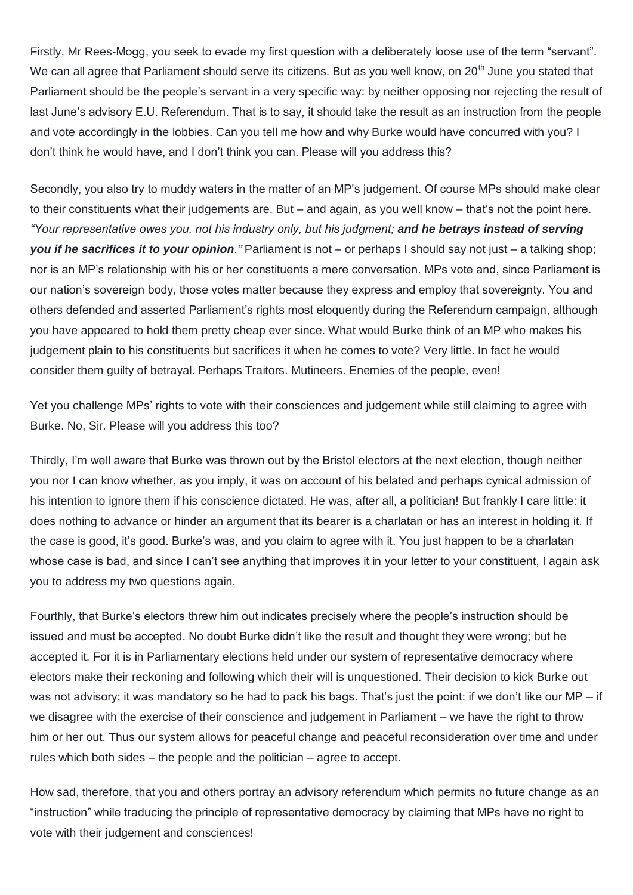Firstly, Mr Rees-Mogg, you seek to evade my first question with a deliberately loose use of the term "servant". We can all agree that Parliament should serve its citizens. But as you well know, on 20th June you stated that Parliament should be the people's servant in a very specific way: by neither opposing nor rejecting the result of last June's advisory E.U. Referendum. That is to say, it should take the result as an instruction from the people and vote accordingly in the lobbies. Can you tell me how and why Burke would have concurred with you? I don't think he would have, and I don't think you can. Please will you address this?

Secondly, you also try to muddy waters in the matter of an MP's judgement. Of course MPs should make clear to their constituents what their judgements are. But – and again, as you well know – that's not the point here. *"Your representative owes you, not his industry only, but his judgment;* ***and he betrays instead of serving you if he sacrifices it to your opinion****."* Parliament is not – or perhaps I should say not just – a talking shop; nor is an MP's relationship with his or her constituents a mere conversation. MPs vote and, since Parliament is our nation's sovereign body, those votes matter because they express and employ that sovereignty. You and others defended and asserted Parliament's rights most eloquently during the Referendum campaign, although you have appeared to hold them pretty cheap ever since. What would Burke think of an MP who makes his judgement plain to his constituents but sacrifices it when he comes to vote? Very little. In fact he would consider them guilty of betrayal. Perhaps Traitors. Mutineers. Enemies of the people, even!

Yet you challenge MPs' rights to vote with their consciences and judgement while still claiming to agree with Burke. No, Sir. Please will you address this too?

Thirdly, I'm well aware that Burke was thrown out by the Bristol electors at the next election, though neither you nor I can know whether, as you imply, it was on account of his belated and perhaps cynical admission of his intention to ignore them if his conscience dictated. He was, after all, a politician! But frankly I care little: it does nothing to advance or hinder an argument that its bearer is a charlatan or has an interest in holding it. If the case is good, it's good. Burke's was, and you claim to agree with it. You just happen to be a charlatan whose case is bad, and since I can't see anything that improves it in your letter to your constituent, I again ask you to address my two questions again.

Fourthly, that Burke's electors threw him out indicates precisely where the people's instruction should be issued and must be accepted. No doubt Burke didn't like the result and thought they were wrong; but he accepted it. For it is in Parliamentary elections held under our system of representative democracy where electors make their reckoning and following which their will is unquestioned. Their decision to kick Burke out was not advisory; it was mandatory so he had to pack his bags. That's just the point: if we don't like our MP – if we disagree with the exercise of their conscience and judgement in Parliament – we have the right to throw him or her out. Thus our system allows for peaceful change and peaceful reconsideration over time and under rules which both sides – the people and the politician – agree to accept.

How sad, therefore, that you and others portray an advisory referendum which permits no future change as an "instruction" while traducing the principle of representative democracy by claiming that MPs have no right to vote with their judgement and consciences!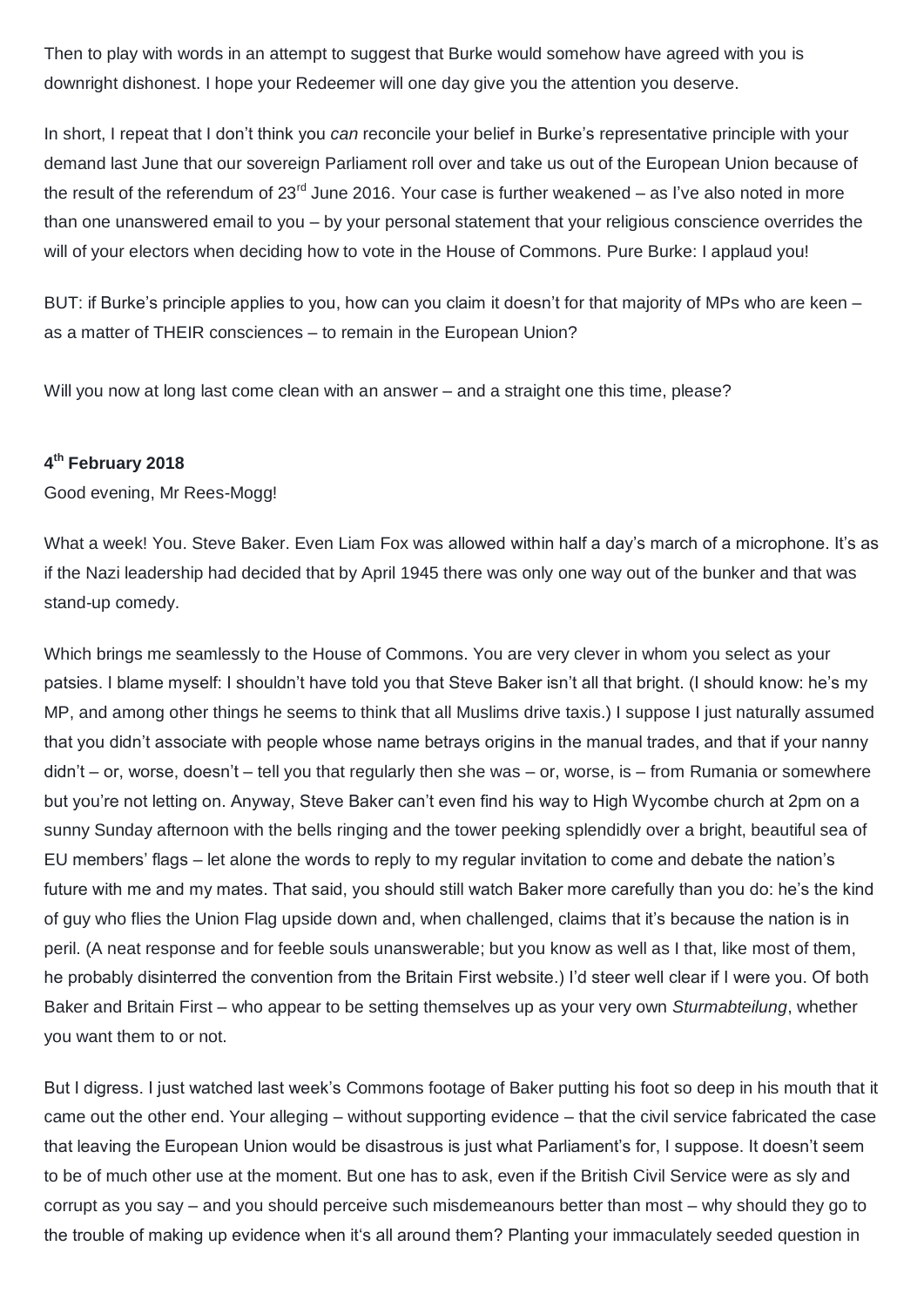Then to play with words in an attempt to suggest that Burke would somehow have agreed with you is downright dishonest. I hope your Redeemer will one day give you the attention you deserve.

In short, I repeat that I don't think you *can* reconcile your belief in Burke's representative principle with your demand last June that our sovereign Parliament roll over and take us out of the European Union because of the result of the referendum of 23rd June 2016. Your case is further weakened – as I've also noted in more than one unanswered email to you – by your personal statement that your religious conscience overrides the will of your electors when deciding how to vote in the House of Commons. Pure Burke: I applaud you!

BUT: if Burke's principle applies to you, how can you claim it doesn't for that majority of MPs who are keen – as a matter of THEIR consciences – to remain in the European Union?

Will you now at long last come clean with an answer – and a straight one this time, please?

**4th February 2018**

Good evening, Mr Rees-Mogg!

What a week! You. Steve Baker. Even Liam Fox was allowed within half a day's march of a microphone. It's as if the Nazi leadership had decided that by April 1945 there was only one way out of the bunker and that was stand-up comedy.

Which brings me seamlessly to the House of Commons. You are very clever in whom you select as your patsies. I blame myself: I shouldn't have told you that Steve Baker isn't all that bright. (I should know: he's my MP, and among other things he seems to think that all Muslims drive taxis.) I suppose I just naturally assumed that you didn't associate with people whose name betrays origins in the manual trades, and that if your nanny didn't – or, worse, doesn't – tell you that regularly then she was – or, worse, is – from Rumania or somewhere but you're not letting on. Anyway, Steve Baker can't even find his way to High Wycombe church at 2pm on a sunny Sunday afternoon with the bells ringing and the tower peeking splendidly over a bright, beautiful sea of EU members' flags – let alone the words to reply to my regular invitation to come and debate the nation's future with me and my mates. That said, you should still watch Baker more carefully than you do: he's the kind of guy who flies the Union Flag upside down and, when challenged, claims that it's because the nation is in peril. (A neat response and for feeble souls unanswerable; but you know as well as I that, like most of them, he probably disinterred the convention from the Britain First website.) I'd steer well clear if I were you. Of both Baker and Britain First – who appear to be setting themselves up as your very own *Sturmabteilung*, whether you want them to or not.

But I digress. I just watched last week's Commons footage of Baker putting his foot so deep in his mouth that it came out the other end. Your alleging – without supporting evidence – that the civil service fabricated the case that leaving the European Union would be disastrous is just what Parliament's for, I suppose. It doesn't seem to be of much other use at the moment. But one has to ask, even if the British Civil Service were as sly and corrupt as you say – and you should perceive such misdemeanours better than most – why should they go to the trouble of making up evidence when it's all around them? Planting your immaculately seeded question in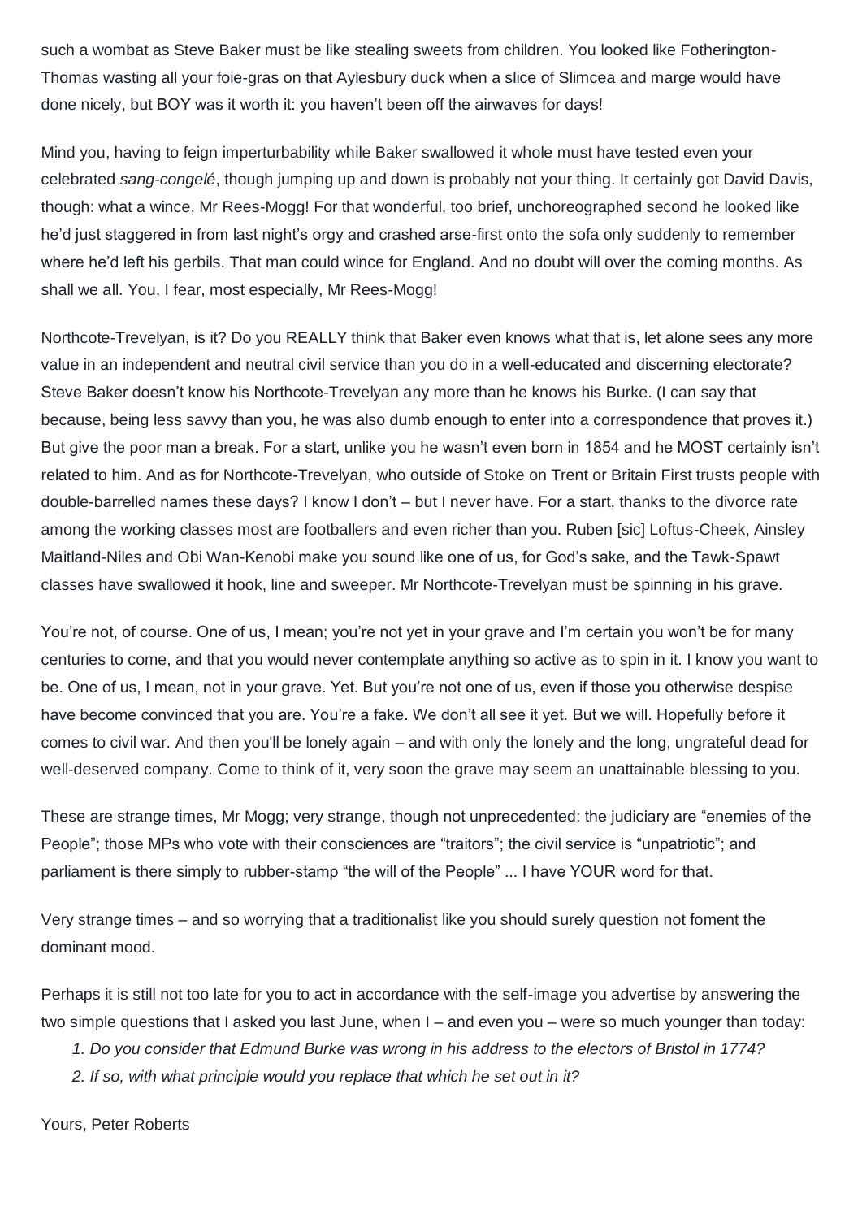such a wombat as Steve Baker must be like stealing sweets from children. You looked like Fotherington-Thomas wasting all your foie-gras on that Aylesbury duck when a slice of Slimcea and marge would have done nicely, but BOY was it worth it: you haven't been off the airwaves for days!

Mind you, having to feign imperturbability while Baker swallowed it whole must have tested even your celebrated *sang-congelé*, though jumping up and down is probably not your thing. It certainly got David Davis, though: what a wince, Mr Rees-Mogg! For that wonderful, too brief, unchoreographed second he looked like he'd just staggered in from last night's orgy and crashed arse-first onto the sofa only suddenly to remember where he'd left his gerbils. That man could wince for England. And no doubt will over the coming months. As shall we all. You, I fear, most especially, Mr Rees-Mogg!

Northcote-Trevelyan, is it? Do you REALLY think that Baker even knows what that is, let alone sees any more value in an independent and neutral civil service than you do in a well-educated and discerning electorate? Steve Baker doesn't know his Northcote-Trevelyan any more than he knows his Burke. (I can say that because, being less savvy than you, he was also dumb enough to enter into a correspondence that proves it.) But give the poor man a break. For a start, unlike you he wasn't even born in 1854 and he MOST certainly isn't related to him. And as for Northcote-Trevelyan, who outside of Stoke on Trent or Britain First trusts people with double-barrelled names these days? I know I don't – but I never have. For a start, thanks to the divorce rate among the working classes most are footballers and even richer than you. Ruben [sic] Loftus-Cheek, Ainsley Maitland-Niles and Obi Wan-Kenobi make you sound like one of us, for God's sake, and the Tawk-Spawt classes have swallowed it hook, line and sweeper. Mr Northcote-Trevelyan must be spinning in his grave.

You're not, of course. One of us, I mean; you're not yet in your grave and I'm certain you won't be for many centuries to come, and that you would never contemplate anything so active as to spin in it. I know you want to be. One of us, I mean, not in your grave. Yet. But you're not one of us, even if those you otherwise despise have become convinced that you are. You're a fake. We don't all see it yet. But we will. Hopefully before it comes to civil war. And then you'll be lonely again – and with only the lonely and the long, ungrateful dead for well-deserved company. Come to think of it, very soon the grave may seem an unattainable blessing to you.

These are strange times, Mr Mogg; very strange, though not unprecedented: the judiciary are "enemies of the People"; those MPs who vote with their consciences are "traitors"; the civil service is "unpatriotic"; and parliament is there simply to rubber-stamp "the will of the People" ... I have YOUR word for that.

Very strange times – and so worrying that a traditionalist like you should surely question not foment the dominant mood.

Perhaps it is still not too late for you to act in accordance with the self-image you advertise by answering the two simple questions that I asked you last June, when I – and even you – were so much younger than today:

1. *Do you consider that Edmund Burke was wrong in his address to the electors of Bristol in 1774?*
2. *If so, with what principle would you replace that which he set out in it?*

Yours, Peter Roberts